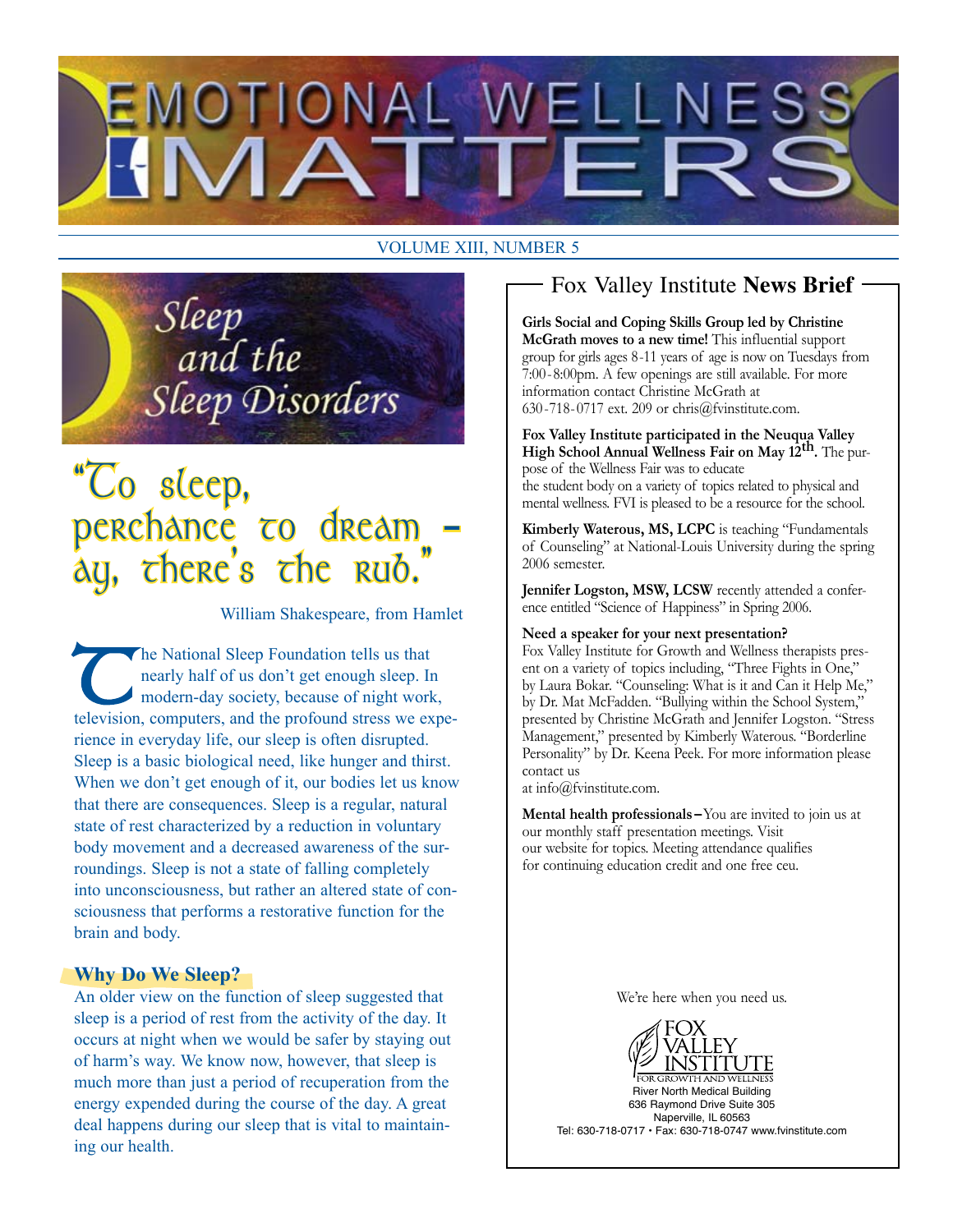# EMOTIONAL WELLNESS MATTERS

VOLUME XIII, NUMBER 5

## Sleep and the Sleep Disorders

### "To sleep, perchance to dream – ay, there's the rub."

William Shakespeare, from Hamlet

The National Sleep Foundation tells us that nearly half of us don't get enough sleep. In modern-day society, because of night work, television, computers, and the profound stress we experience in everyday life, our sleep is often disrupted. Sleep is a basic biological need, like hunger and thirst. When we don't get enough of it, our bodies let us know that there are consequences. Sleep is a regular, natural state of rest characterized by a reduction in voluntary body movement and a decreased awareness of the surroundings. Sleep is not a state of falling completely into unconsciousness, but rather an altered state of consciousness that performs a restorative function for the brain and body.

### Why Do We Sleep?

An older view on the function of sleep suggested that sleep is a period of rest from the activity of the day. It occurs at night when we would be safer by staying out of harm's way. We know now, however, that sleep is much more than just a period of recuperation from the energy expended during the course of the day. A great deal happens during our sleep that is vital to maintaining our health.

## Fox Valley Institute **News Brief**

**Girls Social and Coping Skills Group led by Christine McGrath moves to a new time!** This influential support group for girls ages 8-11 years of age is now on Tuesdays from 7:00-8:00pm. A few openings are still available. For more information contact Christine McGrath at 630-718-0717 ext. 209 or chris@fvinstitute.com.

**Fox Valley Institute participated in the Neuqua Valley High School Annual Wellness Fair on May 12th.** The purpose of the Wellness Fair was to educate the student body on a variety of topics related to physical and mental wellness. FVI is pleased to be a resource for the school.

**Kimberly Waterous, MS, LCPC** is teaching "Fundamentals of Counseling" at National-Louis University during the spring 2006 semester.

**Jennifer Logston, MSW, LCSW** recently attended a conference entitled "Science of Happiness" in Spring 2006.

**Need a speaker for your next presentation?**
Fox Valley Institute for Growth and Wellness therapists present on a variety of topics including, "Three Fights in One," by Laura Bokar. "Counseling: What is it and Can it Help Me," by Dr. Mat McFadden. "Bullying within the School System," presented by Christine McGrath and Jennifer Logston. "Stress Management," presented by Kimberly Waterous. "Borderline Personality" by Dr. Keena Peek. For more information please contact us at info@fvinstitute.com.

**Mental health professionals**–You are invited to join us at our monthly staff presentation meetings. Visit our website for topics. Meeting attendance qualifies for continuing education credit and one free ceu.

We're here when you need us.

FOX VALLEY INSTITUTE
FOR GROWTH AND WELLNESS
River North Medical Building
636 Raymond Drive Suite 305
Naperville, IL 60563
Tel: 630-718-0717 • Fax: 630-718-0747 www.fvinstitute.com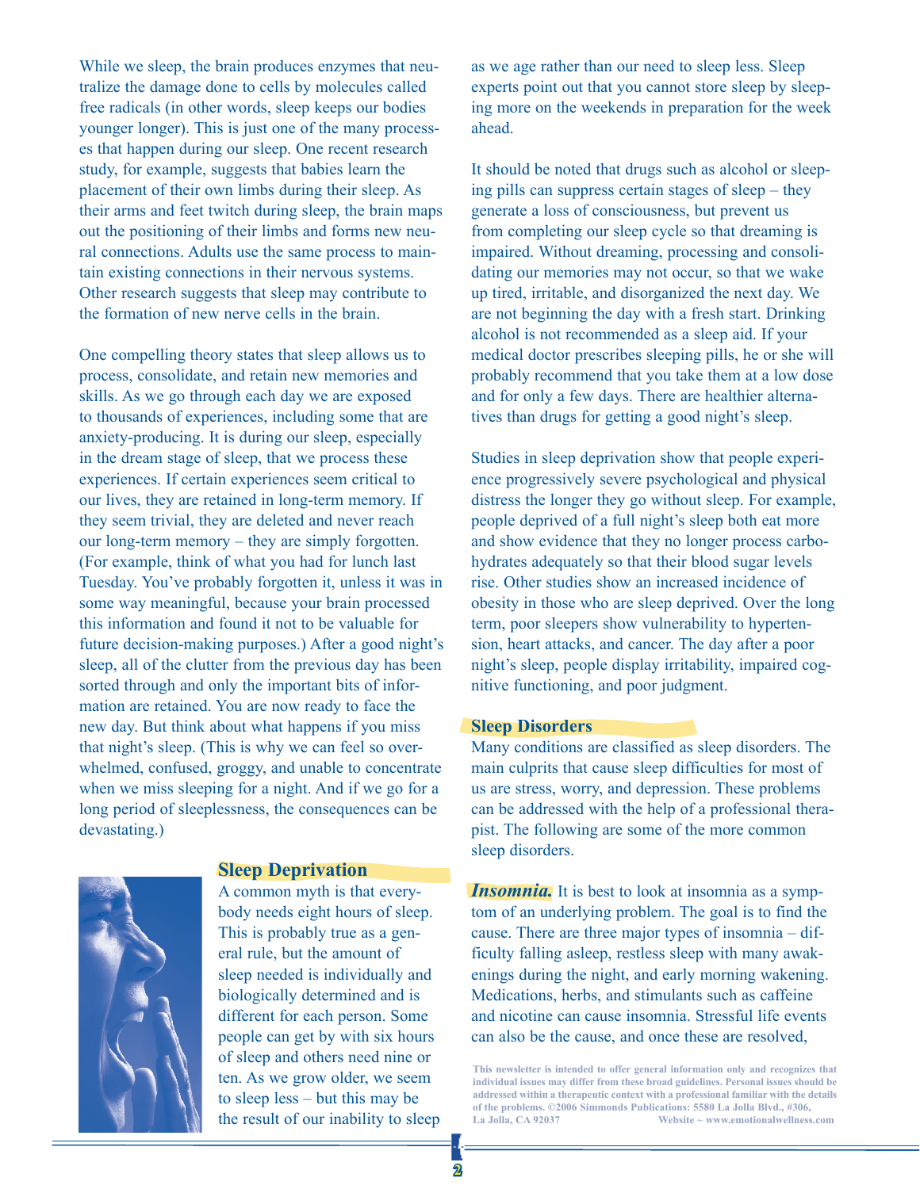While we sleep, the brain produces enzymes that neutralize the damage done to cells by molecules called free radicals (in other words, sleep keeps our bodies younger longer). This is just one of the many processes that happen during our sleep. One recent research study, for example, suggests that babies learn the placement of their own limbs during their sleep. As their arms and feet twitch during sleep, the brain maps out the positioning of their limbs and forms new neural connections. Adults use the same process to maintain existing connections in their nervous systems. Other research suggests that sleep may contribute to the formation of new nerve cells in the brain.

One compelling theory states that sleep allows us to process, consolidate, and retain new memories and skills. As we go through each day we are exposed to thousands of experiences, including some that are anxiety-producing. It is during our sleep, especially in the dream stage of sleep, that we process these experiences. If certain experiences seem critical to our lives, they are retained in long-term memory. If they seem trivial, they are deleted and never reach our long-term memory – they are simply forgotten. (For example, think of what you had for lunch last Tuesday. You've probably forgotten it, unless it was in some way meaningful, because your brain processed this information and found it not to be valuable for future decision-making purposes.) After a good night's sleep, all of the clutter from the previous day has been sorted through and only the important bits of information are retained. You are now ready to face the new day. But think about what happens if you miss that night's sleep. (This is why we can feel so overwhelmed, confused, groggy, and unable to concentrate when we miss sleeping for a night. And if we go for a long period of sleeplessness, the consequences can be devastating.)

## Sleep Deprivation

A common myth is that everybody needs eight hours of sleep. This is probably true as a general rule, but the amount of sleep needed is individually and biologically determined and is different for each person. Some people can get by with six hours of sleep and others need nine or ten. As we grow older, we seem to sleep less – but this may be the result of our inability to sleep as we age rather than our need to sleep less. Sleep experts point out that you cannot store sleep by sleeping more on the weekends in preparation for the week ahead.

It should be noted that drugs such as alcohol or sleeping pills can suppress certain stages of sleep – they generate a loss of consciousness, but prevent us from completing our sleep cycle so that dreaming is impaired. Without dreaming, processing and consolidating our memories may not occur, so that we wake up tired, irritable, and disorganized the next day. We are not beginning the day with a fresh start. Drinking alcohol is not recommended as a sleep aid. If your medical doctor prescribes sleeping pills, he or she will probably recommend that you take them at a low dose and for only a few days. There are healthier alternatives than drugs for getting a good night's sleep.

Studies in sleep deprivation show that people experience progressively severe psychological and physical distress the longer they go without sleep. For example, people deprived of a full night's sleep both eat more and show evidence that they no longer process carbohydrates adequately so that their blood sugar levels rise. Other studies show an increased incidence of obesity in those who are sleep deprived. Over the long term, poor sleepers show vulnerability to hypertension, heart attacks, and cancer. The day after a poor night's sleep, people display irritability, impaired cognitive functioning, and poor judgment.

## Sleep Disorders

Many conditions are classified as sleep disorders. The main culprits that cause sleep difficulties for most of us are stress, worry, and depression. These problems can be addressed with the help of a professional therapist. The following are some of the more common sleep disorders.

***Insomnia.*** It is best to look at insomnia as a symptom of an underlying problem. The goal is to find the cause. There are three major types of insomnia – difficulty falling asleep, restless sleep with many awakenings during the night, and early morning wakening. Medications, herbs, and stimulants such as caffeine and nicotine can cause insomnia. Stressful life events can also be the cause, and once these are resolved,

This newsletter is intended to offer general information only and recognizes that individual issues may differ from these broad guidelines. Personal issues should be addressed within a therapeutic context with a professional familiar with the details of the problems. ©2006 Simmonds Publications: 5580 La Jolla Blvd., #306, La Jolla, CA 92037 Website ~ www.emotionalwellness.com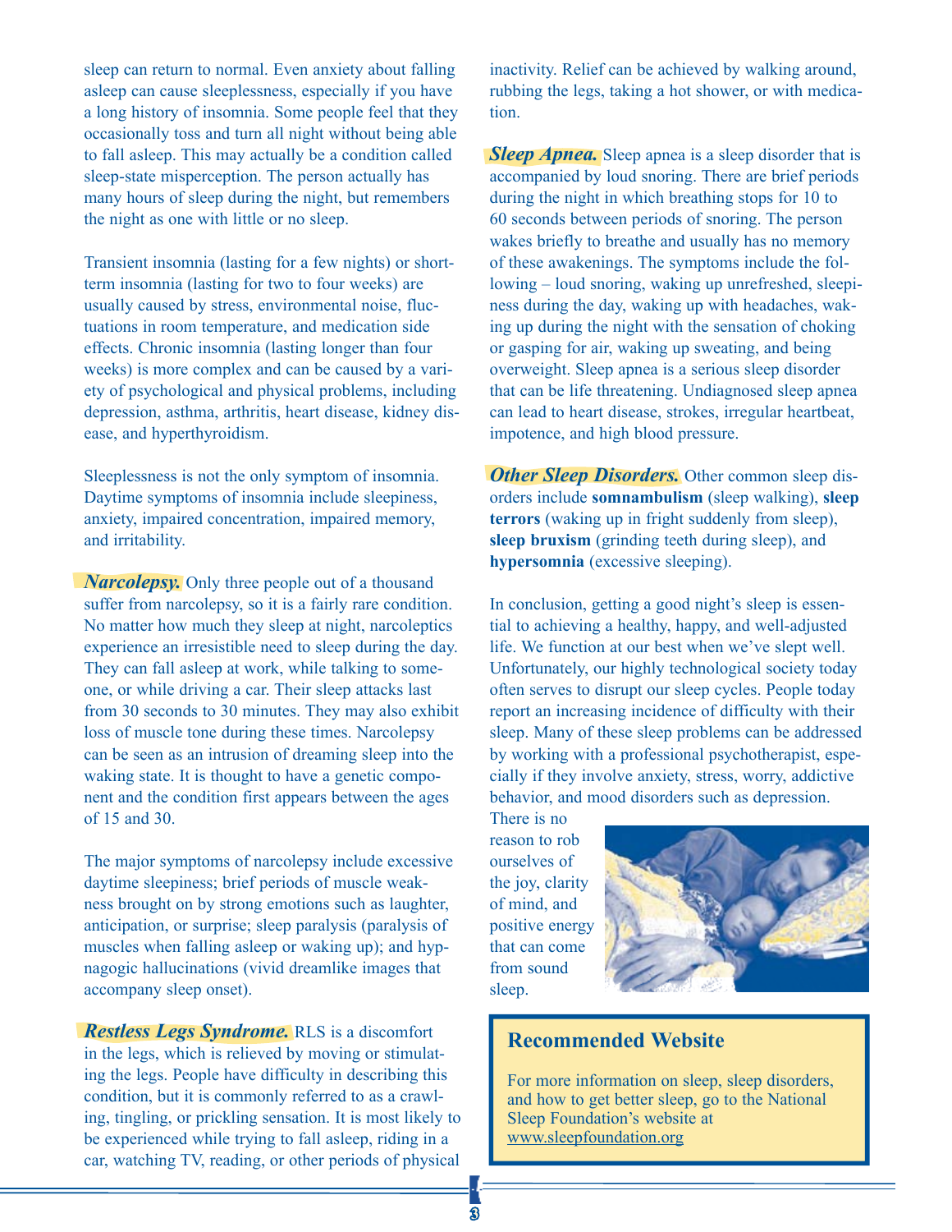sleep can return to normal. Even anxiety about falling asleep can cause sleeplessness, especially if you have a long history of insomnia. Some people feel that they occasionally toss and turn all night without being able to fall asleep. This may actually be a condition called sleep-state misperception. The person actually has many hours of sleep during the night, but remembers the night as one with little or no sleep.

Transient insomnia (lasting for a few nights) or short-term insomnia (lasting for two to four weeks) are usually caused by stress, environmental noise, fluctuations in room temperature, and medication side effects. Chronic insomnia (lasting longer than four weeks) is more complex and can be caused by a variety of psychological and physical problems, including depression, asthma, arthritis, heart disease, kidney disease, and hyperthyroidism.

Sleeplessness is not the only symptom of insomnia. Daytime symptoms of insomnia include sleepiness, anxiety, impaired concentration, impaired memory, and irritability.

***Narcolepsy.*** Only three people out of a thousand suffer from narcolepsy, so it is a fairly rare condition. No matter how much they sleep at night, narcoleptics experience an irresistible need to sleep during the day. They can fall asleep at work, while talking to someone, or while driving a car. Their sleep attacks last from 30 seconds to 30 minutes. They may also exhibit loss of muscle tone during these times. Narcolepsy can be seen as an intrusion of dreaming sleep into the waking state. It is thought to have a genetic component and the condition first appears between the ages of 15 and 30.

The major symptoms of narcolepsy include excessive daytime sleepiness; brief periods of muscle weakness brought on by strong emotions such as laughter, anticipation, or surprise; sleep paralysis (paralysis of muscles when falling asleep or waking up); and hypnagogic hallucinations (vivid dreamlike images that accompany sleep onset).

***Restless Legs Syndrome.*** RLS is a discomfort in the legs, which is relieved by moving or stimulating the legs. People have difficulty in describing this condition, but it is commonly referred to as a crawling, tingling, or prickling sensation. It is most likely to be experienced while trying to fall asleep, riding in a car, watching TV, reading, or other periods of physical inactivity. Relief can be achieved by walking around, rubbing the legs, taking a hot shower, or with medication.

***Sleep Apnea.*** Sleep apnea is a sleep disorder that is accompanied by loud snoring. There are brief periods during the night in which breathing stops for 10 to 60 seconds between periods of snoring. The person wakes briefly to breathe and usually has no memory of these awakenings. The symptoms include the following – loud snoring, waking up unrefreshed, sleepiness during the day, waking up with headaches, waking up during the night with the sensation of choking or gasping for air, waking up sweating, and being overweight. Sleep apnea is a serious sleep disorder that can be life threatening. Undiagnosed sleep apnea can lead to heart disease, strokes, irregular heartbeat, impotence, and high blood pressure.

***Other Sleep Disorders.*** Other common sleep disorders include **somnambulism** (sleep walking), **sleep terrors** (waking up in fright suddenly from sleep), **sleep bruxism** (grinding teeth during sleep), and **hypersomnia** (excessive sleeping).

In conclusion, getting a good night's sleep is essential to achieving a healthy, happy, and well-adjusted life. We function at our best when we've slept well. Unfortunately, our highly technological society today often serves to disrupt our sleep cycles. People today report an increasing incidence of difficulty with their sleep. Many of these sleep problems can be addressed by working with a professional psychotherapist, especially if they involve anxiety, stress, worry, addictive behavior, and mood disorders such as depression. There is no reason to rob ourselves of the joy, clarity of mind, and positive energy that can come from sound sleep.

## Recommended Website

For more information on sleep, sleep disorders, and how to get better sleep, go to the National Sleep Foundation's website at www.sleepfoundation.org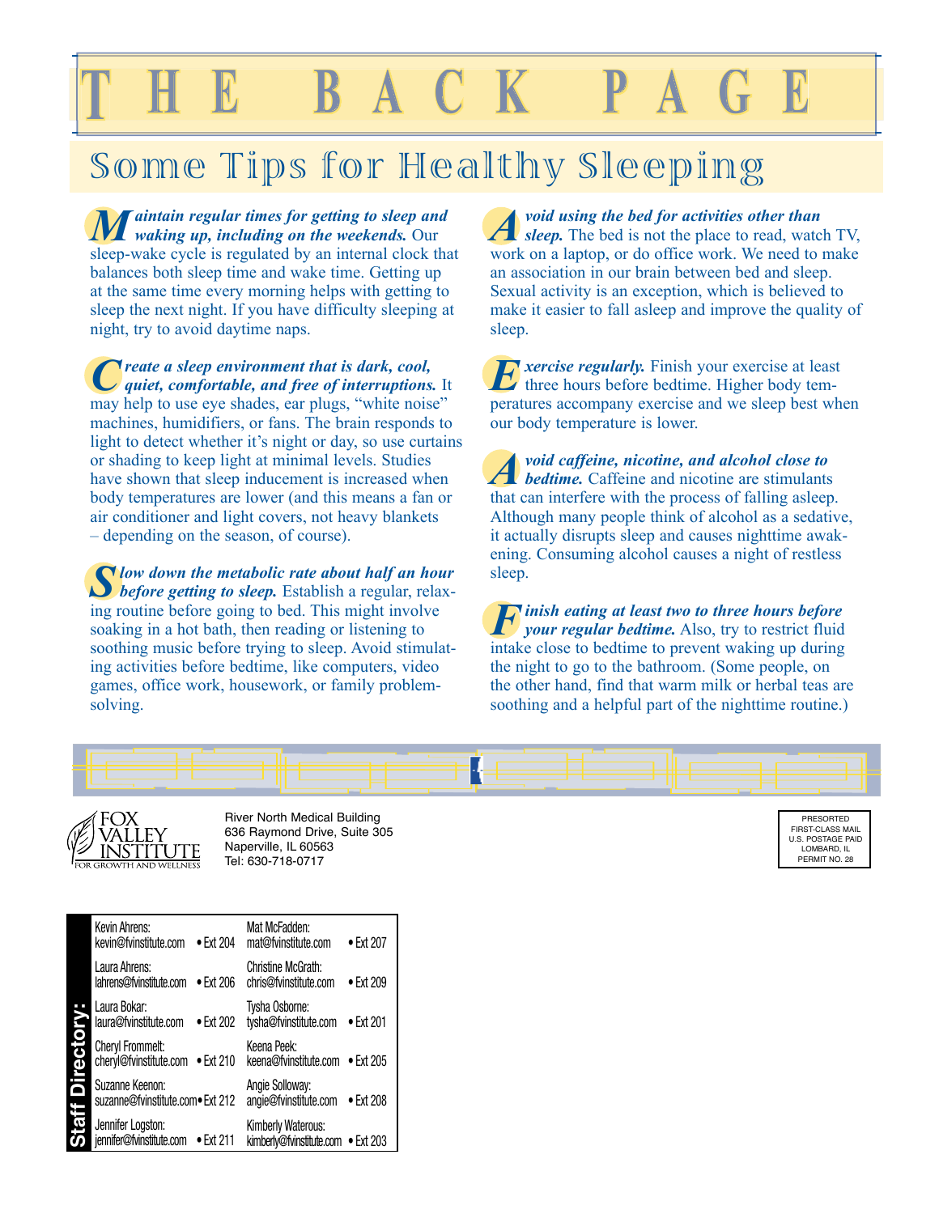# THE BACK PAGE

## Some Tips for Healthy Sleeping

***Maintain regular times for getting to sleep and waking up, including on the weekends.*** Our sleep-wake cycle is regulated by an internal clock that balances both sleep time and wake time. Getting up at the same time every morning helps with getting to sleep the next night. If you have difficulty sleeping at night, try to avoid daytime naps.

***Create a sleep environment that is dark, cool, quiet, comfortable, and free of interruptions.*** It may help to use eye shades, ear plugs, "white noise" machines, humidifiers, or fans. The brain responds to light to detect whether it's night or day, so use curtains or shading to keep light at minimal levels. Studies have shown that sleep inducement is increased when body temperatures are lower (and this means a fan or air conditioner and light covers, not heavy blankets – depending on the season, of course).

***Slow down the metabolic rate about half an hour before getting to sleep.*** Establish a regular, relaxing routine before going to bed. This might involve soaking in a hot bath, then reading or listening to soothing music before trying to sleep. Avoid stimulating activities before bedtime, like computers, video games, office work, housework, or family problem-solving.

***Avoid using the bed for activities other than sleep.*** The bed is not the place to read, watch TV, work on a laptop, or do office work. We need to make an association in our brain between bed and sleep. Sexual activity is an exception, which is believed to make it easier to fall asleep and improve the quality of sleep.

***Exercise regularly.*** Finish your exercise at least three hours before bedtime. Higher body temperatures accompany exercise and we sleep best when our body temperature is lower.

***Avoid caffeine, nicotine, and alcohol close to bedtime.*** Caffeine and nicotine are stimulants that can interfere with the process of falling asleep. Although many people think of alcohol as a sedative, it actually disrupts sleep and causes nighttime awakening. Consuming alcohol causes a night of restless sleep.

***Finish eating at least two to three hours before your regular bedtime.*** Also, try to restrict fluid intake close to bedtime to prevent waking up during the night to go to the bathroom. (Some people, on the other hand, find that warm milk or herbal teas are soothing and a helpful part of the nighttime routine.)

FOX VALLEY INSTITUTE
FOR GROWTH AND WELLNESS

River North Medical Building
636 Raymond Drive, Suite 305
Naperville, IL 60563
Tel: 630-718-0717

PRESORTED
FIRST-CLASS MAIL
U.S. POSTAGE PAID
LOMBARD, IL
PERMIT NO. 28

**Staff Directory:**

| | | | |
|---|---|---|---|
| Kevin Ahrens: kevin@fvinstitute.com | • Ext 204 | Mat McFadden: mat@fvinstitute.com | • Ext 207 |
| Laura Ahrens: lahrens@fvinstitute.com | • Ext 206 | Christine McGrath: chris@fvinstitute.com | • Ext 209 |
| Laura Bokar: laura@fvinstitute.com | • Ext 202 | Tysha Osborne: tysha@fvinstitute.com | • Ext 201 |
| Cheryl Frommelt: cheryl@fvinstitute.com | • Ext 210 | Keena Peek: keena@fvinstitute.com | • Ext 205 |
| Suzanne Keenon: suzanne@fvinstitute.com | • Ext 212 | Angie Solloway: angie@fvinstitute.com | • Ext 208 |
| Jennifer Logston: jennifer@fvinstitute.com | • Ext 211 | Kimberly Waterous: kimberly@fvinstitute.com | • Ext 203 |